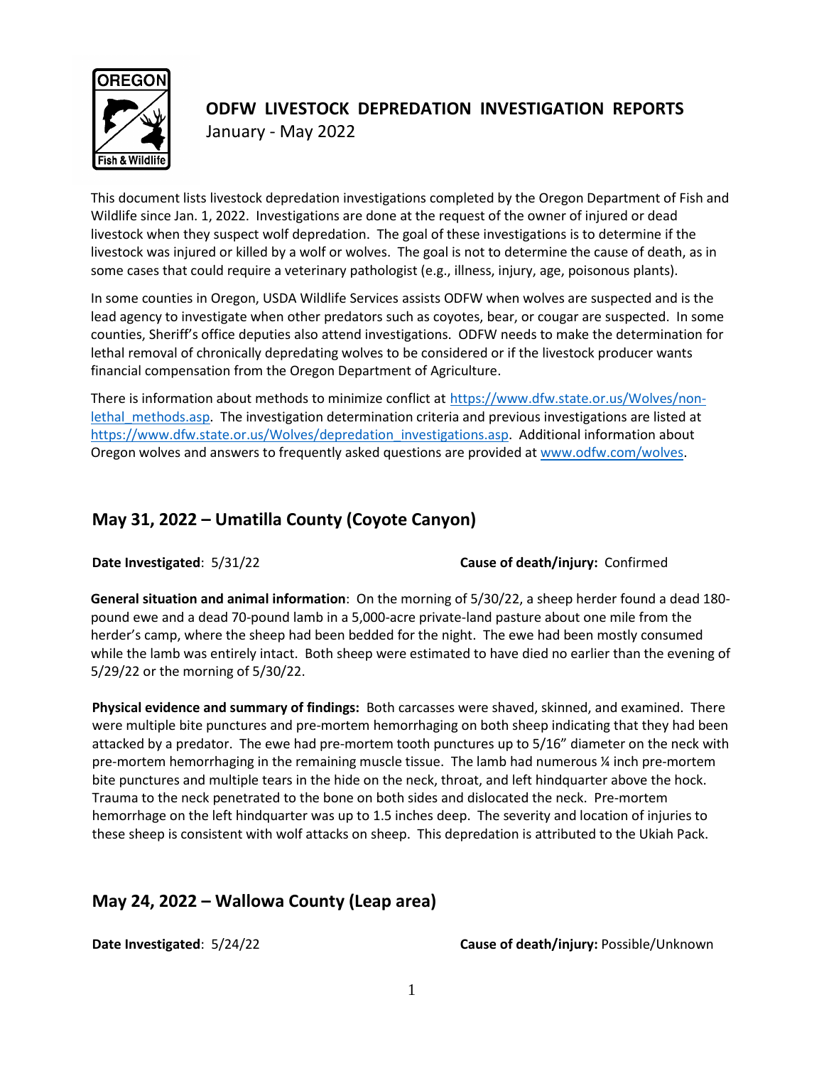# ODFW LIVESTOCK DEPREDATION INVESTIGATION REPORTS

January - May 2022

This document lists livestock depredation investigations completed by the Oregon Department of Fish and Wildlife since Jan. 1, 2022. Investigations are done at the request of the owner of injured or dead livestock when they suspect wolf depredation. The goal of these investigations is to determine if the livestock was injured or killed by a wolf or wolves. The goal is not to determine the cause of death, as in some cases that could require a veterinary pathologist (e.g., illness, injury, age, poisonous plants).

In some counties in Oregon, USDA Wildlife Services assists ODFW when wolves are suspected and is the lead agency to investigate when other predators such as coyotes, bear, or cougar are suspected. In some counties, Sheriff's office deputies also attend investigations. ODFW needs to make the determination for lethal removal of chronically depredating wolves to be considered or if the livestock producer wants financial compensation from the Oregon Department of Agriculture.

There is information about methods to minimize conflict at [https://www.dfw.state.or.us/Wolves/non-lethal_methods.asp](https://www.dfw.state.or.us/Wolves/non-lethal_methods.asp). The investigation determination criteria and previous investigations are listed at [https://www.dfw.state.or.us/Wolves/depredation_investigations.asp](https://www.dfw.state.or.us/Wolves/depredation_investigations.asp). Additional information about Oregon wolves and answers to frequently asked questions are provided at [www.odfw.com/wolves](www.odfw.com/wolves).

## May 31, 2022 – Umatilla County (Coyote Canyon)

**Date Investigated**: 5/31/22 **Cause of death/injury:** Confirmed

**General situation and animal information**: On the morning of 5/30/22, a sheep herder found a dead 180-pound ewe and a dead 70-pound lamb in a 5,000-acre private-land pasture about one mile from the herder's camp, where the sheep had been bedded for the night. The ewe had been mostly consumed while the lamb was entirely intact. Both sheep were estimated to have died no earlier than the evening of 5/29/22 or the morning of 5/30/22.

**Physical evidence and summary of findings:** Both carcasses were shaved, skinned, and examined. There were multiple bite punctures and pre-mortem hemorrhaging on both sheep indicating that they had been attacked by a predator. The ewe had pre-mortem tooth punctures up to 5/16" diameter on the neck with pre-mortem hemorrhaging in the remaining muscle tissue. The lamb had numerous ¼ inch pre-mortem bite punctures and multiple tears in the hide on the neck, throat, and left hindquarter above the hock. Trauma to the neck penetrated to the bone on both sides and dislocated the neck. Pre-mortem hemorrhage on the left hindquarter was up to 1.5 inches deep. The severity and location of injuries to these sheep is consistent with wolf attacks on sheep. This depredation is attributed to the Ukiah Pack.

## May 24, 2022 – Wallowa County (Leap area)

**Date Investigated**: 5/24/22 **Cause of death/injury:** Possible/Unknown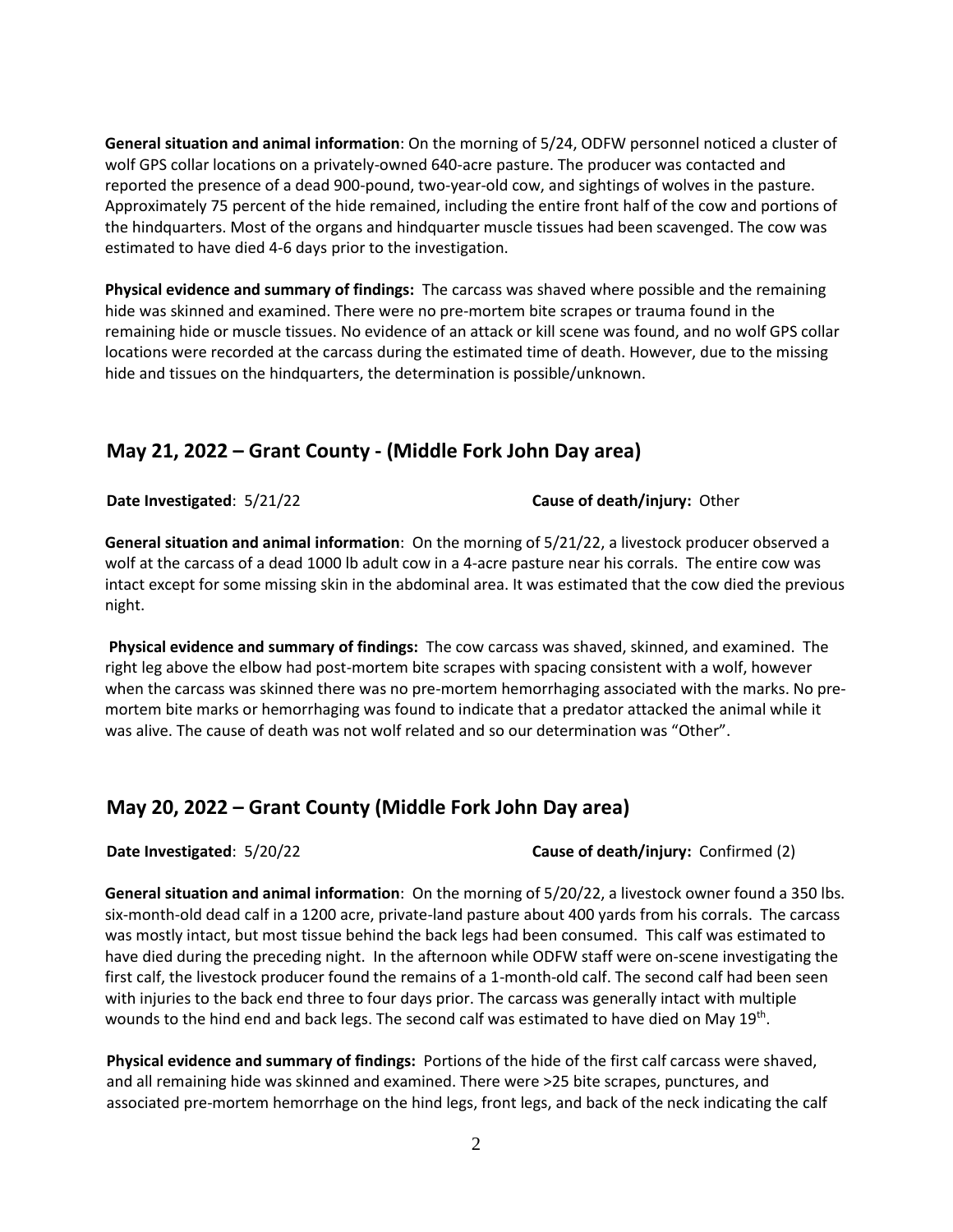**General situation and animal information**: On the morning of 5/24, ODFW personnel noticed a cluster of wolf GPS collar locations on a privately-owned 640-acre pasture. The producer was contacted and reported the presence of a dead 900-pound, two-year-old cow, and sightings of wolves in the pasture. Approximately 75 percent of the hide remained, including the entire front half of the cow and portions of the hindquarters. Most of the organs and hindquarter muscle tissues had been scavenged. The cow was estimated to have died 4-6 days prior to the investigation.

**Physical evidence and summary of findings:** The carcass was shaved where possible and the remaining hide was skinned and examined. There were no pre-mortem bite scrapes or trauma found in the remaining hide or muscle tissues. No evidence of an attack or kill scene was found, and no wolf GPS collar locations were recorded at the carcass during the estimated time of death. However, due to the missing hide and tissues on the hindquarters, the determination is possible/unknown.

## May 21, 2022 – Grant County - (Middle Fork John Day area)

**Date Investigated**: 5/21/22 **Cause of death/injury:** Other

**General situation and animal information**: On the morning of 5/21/22, a livestock producer observed a wolf at the carcass of a dead 1000 lb adult cow in a 4-acre pasture near his corrals. The entire cow was intact except for some missing skin in the abdominal area. It was estimated that the cow died the previous night.

**Physical evidence and summary of findings:** The cow carcass was shaved, skinned, and examined. The right leg above the elbow had post-mortem bite scrapes with spacing consistent with a wolf, however when the carcass was skinned there was no pre-mortem hemorrhaging associated with the marks. No pre-mortem bite marks or hemorrhaging was found to indicate that a predator attacked the animal while it was alive. The cause of death was not wolf related and so our determination was "Other".

## May 20, 2022 – Grant County (Middle Fork John Day area)

**Date Investigated**: 5/20/22 **Cause of death/injury:** Confirmed (2)

**General situation and animal information**: On the morning of 5/20/22, a livestock owner found a 350 lbs. six-month-old dead calf in a 1200 acre, private-land pasture about 400 yards from his corrals. The carcass was mostly intact, but most tissue behind the back legs had been consumed. This calf was estimated to have died during the preceding night. In the afternoon while ODFW staff were on-scene investigating the first calf, the livestock producer found the remains of a 1-month-old calf. The second calf had been seen with injuries to the back end three to four days prior. The carcass was generally intact with multiple wounds to the hind end and back legs. The second calf was estimated to have died on May 19th.

**Physical evidence and summary of findings:** Portions of the hide of the first calf carcass were shaved, and all remaining hide was skinned and examined. There were >25 bite scrapes, punctures, and associated pre-mortem hemorrhage on the hind legs, front legs, and back of the neck indicating the calf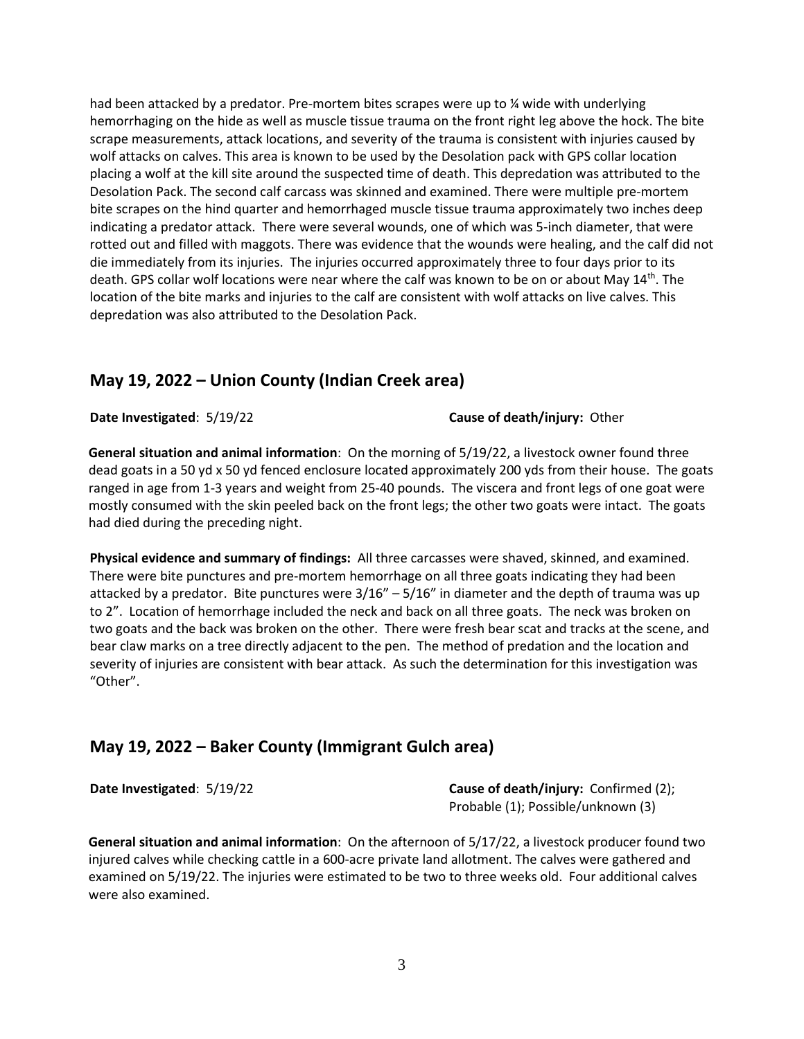had been attacked by a predator. Pre-mortem bites scrapes were up to ¼ wide with underlying hemorrhaging on the hide as well as muscle tissue trauma on the front right leg above the hock. The bite scrape measurements, attack locations, and severity of the trauma is consistent with injuries caused by wolf attacks on calves. This area is known to be used by the Desolation pack with GPS collar location placing a wolf at the kill site around the suspected time of death. This depredation was attributed to the Desolation Pack. The second calf carcass was skinned and examined. There were multiple pre-mortem bite scrapes on the hind quarter and hemorrhaged muscle tissue trauma approximately two inches deep indicating a predator attack. There were several wounds, one of which was 5-inch diameter, that were rotted out and filled with maggots. There was evidence that the wounds were healing, and the calf did not die immediately from its injuries. The injuries occurred approximately three to four days prior to its death. GPS collar wolf locations were near where the calf was known to be on or about May 14th. The location of the bite marks and injuries to the calf are consistent with wolf attacks on live calves. This depredation was also attributed to the Desolation Pack.

## May 19, 2022 – Union County (Indian Creek area)

**Date Investigated**: 5/19/22 **Cause of death/injury:** Other

**General situation and animal information**: On the morning of 5/19/22, a livestock owner found three dead goats in a 50 yd x 50 yd fenced enclosure located approximately 200 yds from their house. The goats ranged in age from 1-3 years and weight from 25-40 pounds. The viscera and front legs of one goat were mostly consumed with the skin peeled back on the front legs; the other two goats were intact. The goats had died during the preceding night.

**Physical evidence and summary of findings:** All three carcasses were shaved, skinned, and examined. There were bite punctures and pre-mortem hemorrhage on all three goats indicating they had been attacked by a predator. Bite punctures were 3/16" – 5/16" in diameter and the depth of trauma was up to 2". Location of hemorrhage included the neck and back on all three goats. The neck was broken on two goats and the back was broken on the other. There were fresh bear scat and tracks at the scene, and bear claw marks on a tree directly adjacent to the pen. The method of predation and the location and severity of injuries are consistent with bear attack. As such the determination for this investigation was "Other".

## May 19, 2022 – Baker County (Immigrant Gulch area)

**Date Investigated**: 5/19/22 **Cause of death/injury:** Confirmed (2); Probable (1); Possible/unknown (3)

**General situation and animal information**: On the afternoon of 5/17/22, a livestock producer found two injured calves while checking cattle in a 600-acre private land allotment. The calves were gathered and examined on 5/19/22. The injuries were estimated to be two to three weeks old. Four additional calves were also examined.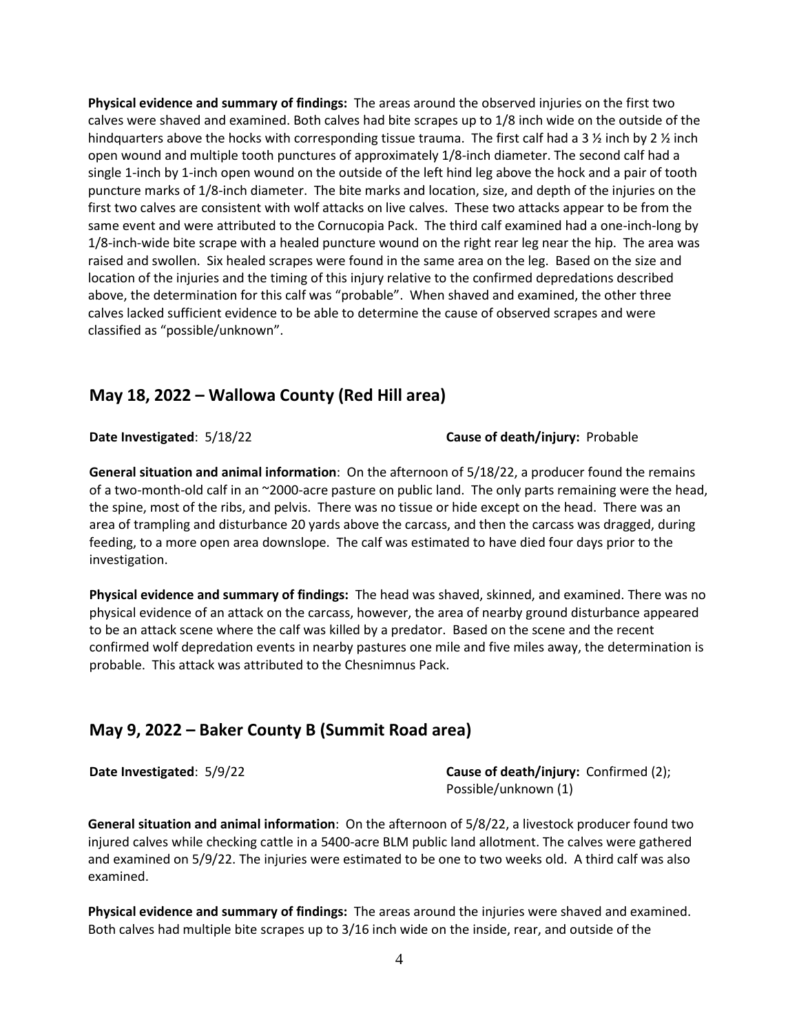**Physical evidence and summary of findings:** The areas around the observed injuries on the first two calves were shaved and examined. Both calves had bite scrapes up to 1/8 inch wide on the outside of the hindquarters above the hocks with corresponding tissue trauma. The first calf had a 3 ½ inch by 2 ½ inch open wound and multiple tooth punctures of approximately 1/8-inch diameter. The second calf had a single 1-inch by 1-inch open wound on the outside of the left hind leg above the hock and a pair of tooth puncture marks of 1/8-inch diameter. The bite marks and location, size, and depth of the injuries on the first two calves are consistent with wolf attacks on live calves. These two attacks appear to be from the same event and were attributed to the Cornucopia Pack. The third calf examined had a one-inch-long by 1/8-inch-wide bite scrape with a healed puncture wound on the right rear leg near the hip. The area was raised and swollen. Six healed scrapes were found in the same area on the leg. Based on the size and location of the injuries and the timing of this injury relative to the confirmed depredations described above, the determination for this calf was "probable". When shaved and examined, the other three calves lacked sufficient evidence to be able to determine the cause of observed scrapes and were classified as "possible/unknown".

## May 18, 2022 – Wallowa County (Red Hill area)

**Date Investigated**: 5/18/22 **Cause of death/injury:** Probable

**General situation and animal information**: On the afternoon of 5/18/22, a producer found the remains of a two-month-old calf in an ~2000-acre pasture on public land. The only parts remaining were the head, the spine, most of the ribs, and pelvis. There was no tissue or hide except on the head. There was an area of trampling and disturbance 20 yards above the carcass, and then the carcass was dragged, during feeding, to a more open area downslope. The calf was estimated to have died four days prior to the investigation.

**Physical evidence and summary of findings:** The head was shaved, skinned, and examined. There was no physical evidence of an attack on the carcass, however, the area of nearby ground disturbance appeared to be an attack scene where the calf was killed by a predator. Based on the scene and the recent confirmed wolf depredation events in nearby pastures one mile and five miles away, the determination is probable. This attack was attributed to the Chesnimnus Pack.

## May 9, 2022 – Baker County B (Summit Road area)

**Date Investigated**: 5/9/22 **Cause of death/injury:** Confirmed (2); Possible/unknown (1)

**General situation and animal information**: On the afternoon of 5/8/22, a livestock producer found two injured calves while checking cattle in a 5400-acre BLM public land allotment. The calves were gathered and examined on 5/9/22. The injuries were estimated to be one to two weeks old. A third calf was also examined.

**Physical evidence and summary of findings:** The areas around the injuries were shaved and examined. Both calves had multiple bite scrapes up to 3/16 inch wide on the inside, rear, and outside of the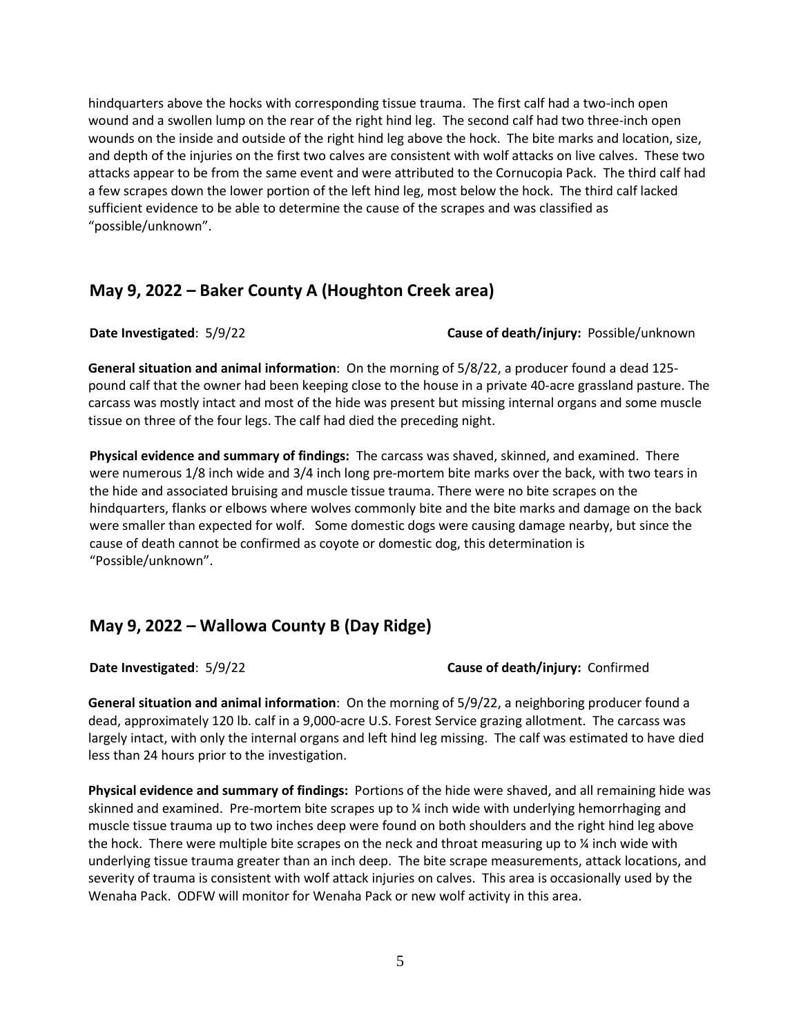hindquarters above the hocks with corresponding tissue trauma. The first calf had a two-inch open wound and a swollen lump on the rear of the right hind leg. The second calf had two three-inch open wounds on the inside and outside of the right hind leg above the hock. The bite marks and location, size, and depth of the injuries on the first two calves are consistent with wolf attacks on live calves. These two attacks appear to be from the same event and were attributed to the Cornucopia Pack. The third calf had a few scrapes down the lower portion of the left hind leg, most below the hock. The third calf lacked sufficient evidence to be able to determine the cause of the scrapes and was classified as "possible/unknown".

## May 9, 2022 – Baker County A (Houghton Creek area)

**Date Investigated**: 5/9/22 **Cause of death/injury:** Possible/unknown

**General situation and animal information**: On the morning of 5/8/22, a producer found a dead 125-pound calf that the owner had been keeping close to the house in a private 40-acre grassland pasture. The carcass was mostly intact and most of the hide was present but missing internal organs and some muscle tissue on three of the four legs. The calf had died the preceding night.

**Physical evidence and summary of findings:** The carcass was shaved, skinned, and examined. There were numerous 1/8 inch wide and 3/4 inch long pre-mortem bite marks over the back, with two tears in the hide and associated bruising and muscle tissue trauma. There were no bite scrapes on the hindquarters, flanks or elbows where wolves commonly bite and the bite marks and damage on the back were smaller than expected for wolf. Some domestic dogs were causing damage nearby, but since the cause of death cannot be confirmed as coyote or domestic dog, this determination is "Possible/unknown".

## May 9, 2022 – Wallowa County B (Day Ridge)

**Date Investigated**: 5/9/22 **Cause of death/injury:** Confirmed

**General situation and animal information**: On the morning of 5/9/22, a neighboring producer found a dead, approximately 120 lb. calf in a 9,000-acre U.S. Forest Service grazing allotment. The carcass was largely intact, with only the internal organs and left hind leg missing. The calf was estimated to have died less than 24 hours prior to the investigation.

**Physical evidence and summary of findings:** Portions of the hide were shaved, and all remaining hide was skinned and examined. Pre-mortem bite scrapes up to ¼ inch wide with underlying hemorrhaging and muscle tissue trauma up to two inches deep were found on both shoulders and the right hind leg above the hock. There were multiple bite scrapes on the neck and throat measuring up to ¼ inch wide with underlying tissue trauma greater than an inch deep. The bite scrape measurements, attack locations, and severity of trauma is consistent with wolf attack injuries on calves. This area is occasionally used by the Wenaha Pack. ODFW will monitor for Wenaha Pack or new wolf activity in this area.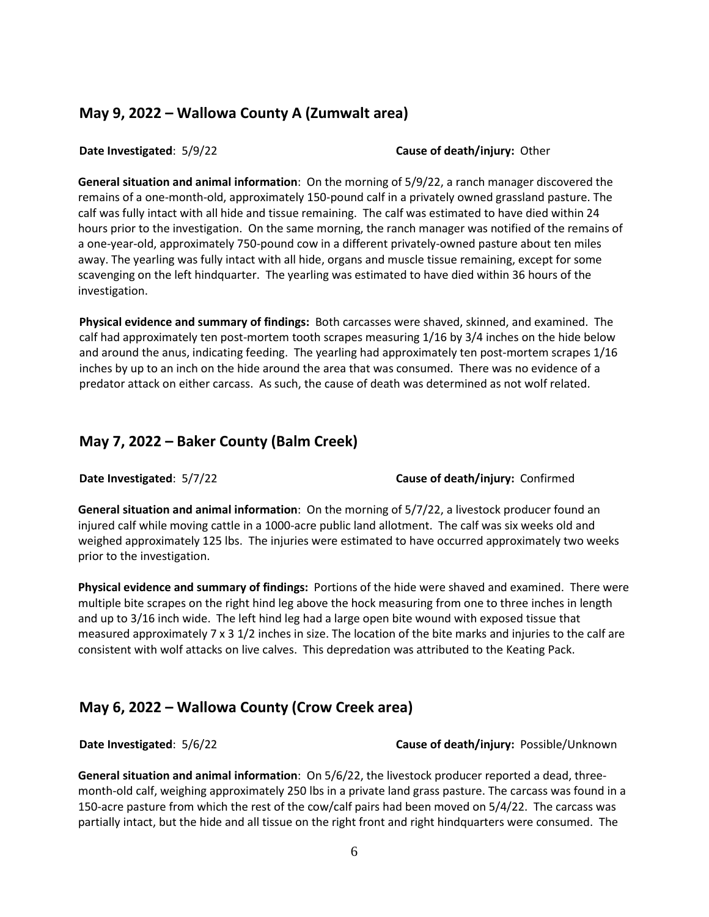## May 9, 2022 – Wallowa County A (Zumwalt area)

**Date Investigated**: 5/9/22 **Cause of death/injury:** Other

**General situation and animal information**: On the morning of 5/9/22, a ranch manager discovered the remains of a one-month-old, approximately 150-pound calf in a privately owned grassland pasture. The calf was fully intact with all hide and tissue remaining. The calf was estimated to have died within 24 hours prior to the investigation. On the same morning, the ranch manager was notified of the remains of a one-year-old, approximately 750-pound cow in a different privately-owned pasture about ten miles away. The yearling was fully intact with all hide, organs and muscle tissue remaining, except for some scavenging on the left hindquarter. The yearling was estimated to have died within 36 hours of the investigation.

**Physical evidence and summary of findings:** Both carcasses were shaved, skinned, and examined. The calf had approximately ten post-mortem tooth scrapes measuring 1/16 by 3/4 inches on the hide below and around the anus, indicating feeding. The yearling had approximately ten post-mortem scrapes 1/16 inches by up to an inch on the hide around the area that was consumed. There was no evidence of a predator attack on either carcass. As such, the cause of death was determined as not wolf related.

## May 7, 2022 – Baker County (Balm Creek)

**Date Investigated**: 5/7/22 **Cause of death/injury:** Confirmed

**General situation and animal information**: On the morning of 5/7/22, a livestock producer found an injured calf while moving cattle in a 1000-acre public land allotment. The calf was six weeks old and weighed approximately 125 lbs. The injuries were estimated to have occurred approximately two weeks prior to the investigation.

**Physical evidence and summary of findings:** Portions of the hide were shaved and examined. There were multiple bite scrapes on the right hind leg above the hock measuring from one to three inches in length and up to 3/16 inch wide. The left hind leg had a large open bite wound with exposed tissue that measured approximately 7 x 3 1/2 inches in size. The location of the bite marks and injuries to the calf are consistent with wolf attacks on live calves. This depredation was attributed to the Keating Pack.

## May 6, 2022 – Wallowa County (Crow Creek area)

**Date Investigated**: 5/6/22 **Cause of death/injury:** Possible/Unknown

**General situation and animal information**: On 5/6/22, the livestock producer reported a dead, three-month-old calf, weighing approximately 250 lbs in a private land grass pasture. The carcass was found in a 150-acre pasture from which the rest of the cow/calf pairs had been moved on 5/4/22. The carcass was partially intact, but the hide and all tissue on the right front and right hindquarters were consumed. The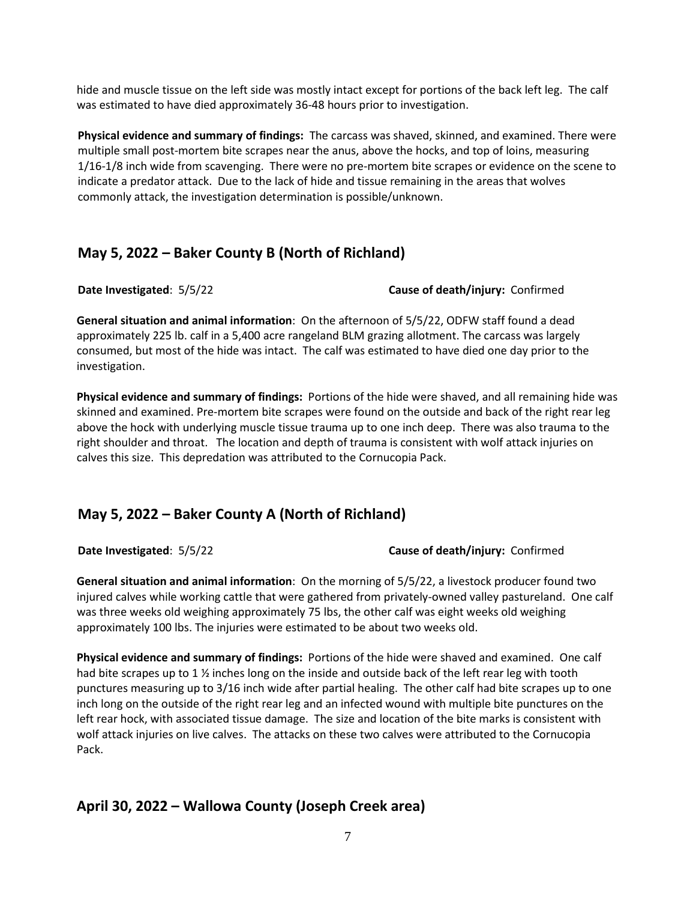hide and muscle tissue on the left side was mostly intact except for portions of the back left leg. The calf was estimated to have died approximately 36-48 hours prior to investigation.

**Physical evidence and summary of findings:** The carcass was shaved, skinned, and examined. There were multiple small post-mortem bite scrapes near the anus, above the hocks, and top of loins, measuring 1/16-1/8 inch wide from scavenging. There were no pre-mortem bite scrapes or evidence on the scene to indicate a predator attack. Due to the lack of hide and tissue remaining in the areas that wolves commonly attack, the investigation determination is possible/unknown.

## May 5, 2022 – Baker County B (North of Richland)

**Date Investigated**: 5/5/22 **Cause of death/injury:** Confirmed

**General situation and animal information**: On the afternoon of 5/5/22, ODFW staff found a dead approximately 225 lb. calf in a 5,400 acre rangeland BLM grazing allotment. The carcass was largely consumed, but most of the hide was intact. The calf was estimated to have died one day prior to the investigation.

**Physical evidence and summary of findings:** Portions of the hide were shaved, and all remaining hide was skinned and examined. Pre-mortem bite scrapes were found on the outside and back of the right rear leg above the hock with underlying muscle tissue trauma up to one inch deep. There was also trauma to the right shoulder and throat. The location and depth of trauma is consistent with wolf attack injuries on calves this size. This depredation was attributed to the Cornucopia Pack.

## May 5, 2022 – Baker County A (North of Richland)

**Date Investigated**: 5/5/22 **Cause of death/injury:** Confirmed

**General situation and animal information**: On the morning of 5/5/22, a livestock producer found two injured calves while working cattle that were gathered from privately-owned valley pastureland. One calf was three weeks old weighing approximately 75 lbs, the other calf was eight weeks old weighing approximately 100 lbs. The injuries were estimated to be about two weeks old.

**Physical evidence and summary of findings:** Portions of the hide were shaved and examined. One calf had bite scrapes up to 1 ½ inches long on the inside and outside back of the left rear leg with tooth punctures measuring up to 3/16 inch wide after partial healing. The other calf had bite scrapes up to one inch long on the outside of the right rear leg and an infected wound with multiple bite punctures on the left rear hock, with associated tissue damage. The size and location of the bite marks is consistent with wolf attack injuries on live calves. The attacks on these two calves were attributed to the Cornucopia Pack.

## April 30, 2022 – Wallowa County (Joseph Creek area)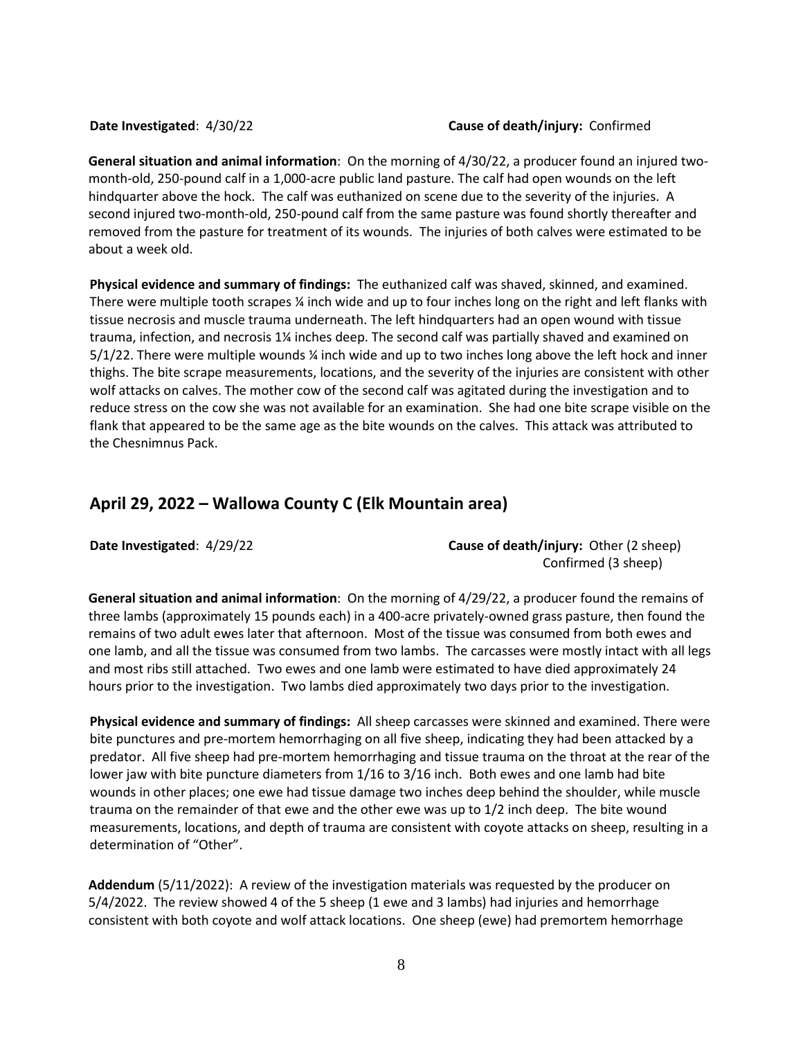**Date Investigated**: 4/30/22 **Cause of death/injury:** Confirmed

**General situation and animal information**: On the morning of 4/30/22, a producer found an injured two-month-old, 250-pound calf in a 1,000-acre public land pasture. The calf had open wounds on the left hindquarter above the hock. The calf was euthanized on scene due to the severity of the injuries. A second injured two-month-old, 250-pound calf from the same pasture was found shortly thereafter and removed from the pasture for treatment of its wounds. The injuries of both calves were estimated to be about a week old.

**Physical evidence and summary of findings:** The euthanized calf was shaved, skinned, and examined. There were multiple tooth scrapes ¼ inch wide and up to four inches long on the right and left flanks with tissue necrosis and muscle trauma underneath. The left hindquarters had an open wound with tissue trauma, infection, and necrosis 1¼ inches deep. The second calf was partially shaved and examined on 5/1/22. There were multiple wounds ¼ inch wide and up to two inches long above the left hock and inner thighs. The bite scrape measurements, locations, and the severity of the injuries are consistent with other wolf attacks on calves. The mother cow of the second calf was agitated during the investigation and to reduce stress on the cow she was not available for an examination. She had one bite scrape visible on the flank that appeared to be the same age as the bite wounds on the calves. This attack was attributed to the Chesnimnus Pack.

## April 29, 2022 – Wallowa County C (Elk Mountain area)

**Date Investigated**: 4/29/22 **Cause of death/injury:** Other (2 sheep)
Confirmed (3 sheep)

**General situation and animal information**: On the morning of 4/29/22, a producer found the remains of three lambs (approximately 15 pounds each) in a 400-acre privately-owned grass pasture, then found the remains of two adult ewes later that afternoon. Most of the tissue was consumed from both ewes and one lamb, and all the tissue was consumed from two lambs. The carcasses were mostly intact with all legs and most ribs still attached. Two ewes and one lamb were estimated to have died approximately 24 hours prior to the investigation. Two lambs died approximately two days prior to the investigation.

**Physical evidence and summary of findings:** All sheep carcasses were skinned and examined. There were bite punctures and pre-mortem hemorrhaging on all five sheep, indicating they had been attacked by a predator. All five sheep had pre-mortem hemorrhaging and tissue trauma on the throat at the rear of the lower jaw with bite puncture diameters from 1/16 to 3/16 inch. Both ewes and one lamb had bite wounds in other places; one ewe had tissue damage two inches deep behind the shoulder, while muscle trauma on the remainder of that ewe and the other ewe was up to 1/2 inch deep. The bite wound measurements, locations, and depth of trauma are consistent with coyote attacks on sheep, resulting in a determination of "Other".

**Addendum** (5/11/2022): A review of the investigation materials was requested by the producer on 5/4/2022. The review showed 4 of the 5 sheep (1 ewe and 3 lambs) had injuries and hemorrhage consistent with both coyote and wolf attack locations. One sheep (ewe) had premortem hemorrhage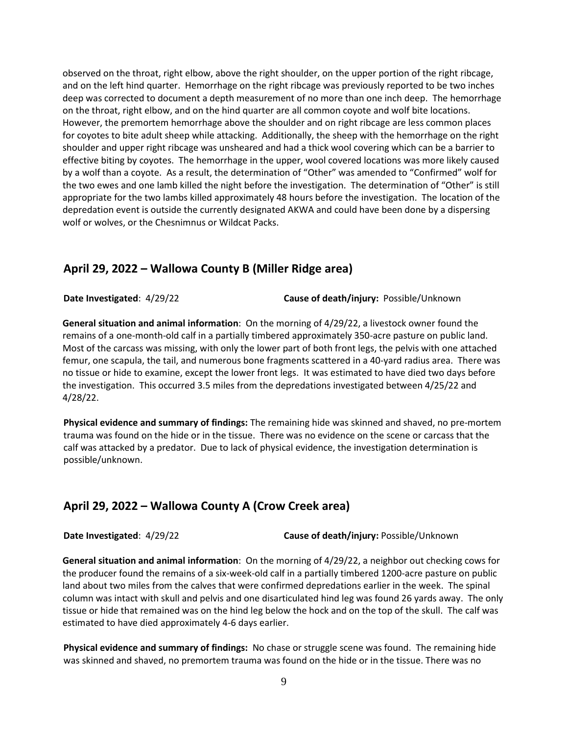observed on the throat, right elbow, above the right shoulder, on the upper portion of the right ribcage, and on the left hind quarter. Hemorrhage on the right ribcage was previously reported to be two inches deep was corrected to document a depth measurement of no more than one inch deep. The hemorrhage on the throat, right elbow, and on the hind quarter are all common coyote and wolf bite locations. However, the premortem hemorrhage above the shoulder and on right ribcage are less common places for coyotes to bite adult sheep while attacking. Additionally, the sheep with the hemorrhage on the right shoulder and upper right ribcage was unsheared and had a thick wool covering which can be a barrier to effective biting by coyotes. The hemorrhage in the upper, wool covered locations was more likely caused by a wolf than a coyote. As a result, the determination of "Other" was amended to "Confirmed" wolf for the two ewes and one lamb killed the night before the investigation. The determination of "Other" is still appropriate for the two lambs killed approximately 48 hours before the investigation. The location of the depredation event is outside the currently designated AKWA and could have been done by a dispersing wolf or wolves, or the Chesnimnus or Wildcat Packs.

## April 29, 2022 – Wallowa County B (Miller Ridge area)

**Date Investigated**: 4/29/22 **Cause of death/injury:** Possible/Unknown

**General situation and animal information**: On the morning of 4/29/22, a livestock owner found the remains of a one-month-old calf in a partially timbered approximately 350-acre pasture on public land. Most of the carcass was missing, with only the lower part of both front legs, the pelvis with one attached femur, one scapula, the tail, and numerous bone fragments scattered in a 40-yard radius area. There was no tissue or hide to examine, except the lower front legs. It was estimated to have died two days before the investigation. This occurred 3.5 miles from the depredations investigated between 4/25/22 and 4/28/22.

**Physical evidence and summary of findings:** The remaining hide was skinned and shaved, no pre-mortem trauma was found on the hide or in the tissue. There was no evidence on the scene or carcass that the calf was attacked by a predator. Due to lack of physical evidence, the investigation determination is possible/unknown.

## April 29, 2022 – Wallowa County A (Crow Creek area)

**Date Investigated**: 4/29/22 **Cause of death/injury:** Possible/Unknown

**General situation and animal information**: On the morning of 4/29/22, a neighbor out checking cows for the producer found the remains of a six-week-old calf in a partially timbered 1200-acre pasture on public land about two miles from the calves that were confirmed depredations earlier in the week. The spinal column was intact with skull and pelvis and one disarticulated hind leg was found 26 yards away. The only tissue or hide that remained was on the hind leg below the hock and on the top of the skull. The calf was estimated to have died approximately 4-6 days earlier.

**Physical evidence and summary of findings:** No chase or struggle scene was found. The remaining hide was skinned and shaved, no premortem trauma was found on the hide or in the tissue. There was no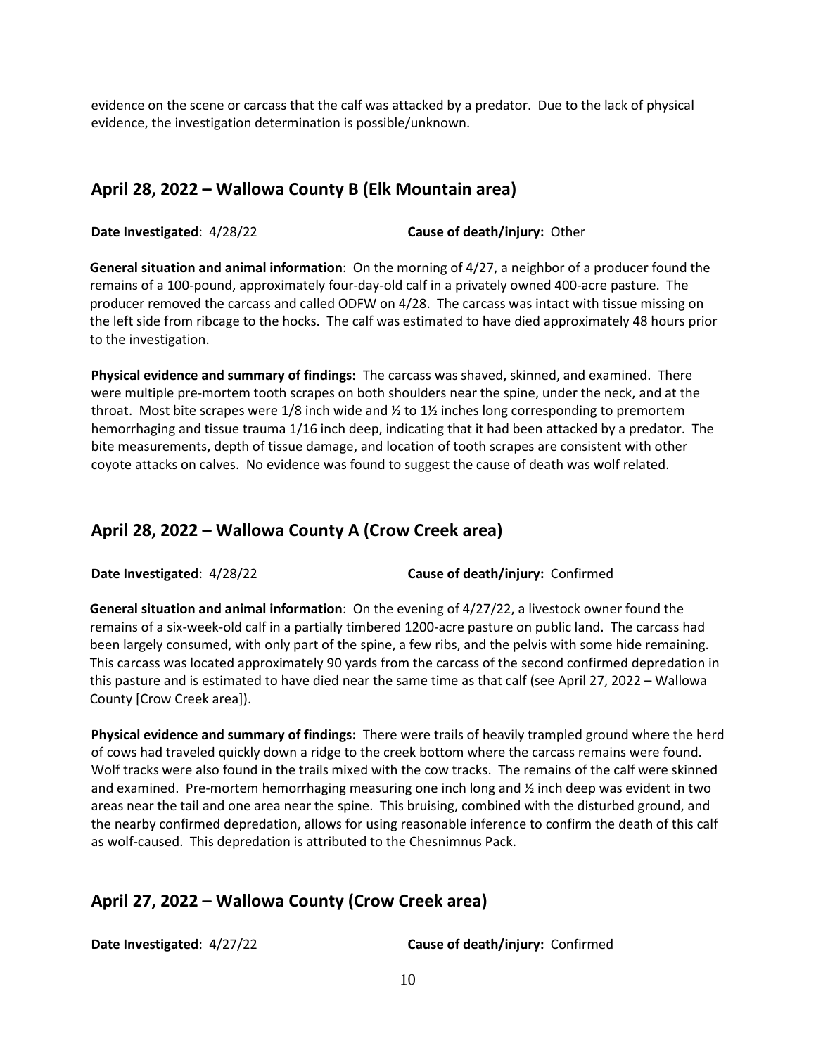evidence on the scene or carcass that the calf was attacked by a predator. Due to the lack of physical evidence, the investigation determination is possible/unknown.

## April 28, 2022 – Wallowa County B (Elk Mountain area)

**Date Investigated**: 4/28/22 **Cause of death/injury:** Other

**General situation and animal information**: On the morning of 4/27, a neighbor of a producer found the remains of a 100-pound, approximately four-day-old calf in a privately owned 400-acre pasture. The producer removed the carcass and called ODFW on 4/28. The carcass was intact with tissue missing on the left side from ribcage to the hocks. The calf was estimated to have died approximately 48 hours prior to the investigation.

**Physical evidence and summary of findings:** The carcass was shaved, skinned, and examined. There were multiple pre-mortem tooth scrapes on both shoulders near the spine, under the neck, and at the throat. Most bite scrapes were 1/8 inch wide and ½ to 1½ inches long corresponding to premortem hemorrhaging and tissue trauma 1/16 inch deep, indicating that it had been attacked by a predator. The bite measurements, depth of tissue damage, and location of tooth scrapes are consistent with other coyote attacks on calves. No evidence was found to suggest the cause of death was wolf related.

## April 28, 2022 – Wallowa County A (Crow Creek area)

**Date Investigated**: 4/28/22 **Cause of death/injury:** Confirmed

**General situation and animal information**: On the evening of 4/27/22, a livestock owner found the remains of a six-week-old calf in a partially timbered 1200-acre pasture on public land. The carcass had been largely consumed, with only part of the spine, a few ribs, and the pelvis with some hide remaining. This carcass was located approximately 90 yards from the carcass of the second confirmed depredation in this pasture and is estimated to have died near the same time as that calf (see April 27, 2022 – Wallowa County [Crow Creek area]).

**Physical evidence and summary of findings:** There were trails of heavily trampled ground where the herd of cows had traveled quickly down a ridge to the creek bottom where the carcass remains were found. Wolf tracks were also found in the trails mixed with the cow tracks. The remains of the calf were skinned and examined. Pre-mortem hemorrhaging measuring one inch long and ½ inch deep was evident in two areas near the tail and one area near the spine. This bruising, combined with the disturbed ground, and the nearby confirmed depredation, allows for using reasonable inference to confirm the death of this calf as wolf-caused. This depredation is attributed to the Chesnimnus Pack.

## April 27, 2022 – Wallowa County (Crow Creek area)

**Date Investigated**: 4/27/22 **Cause of death/injury:** Confirmed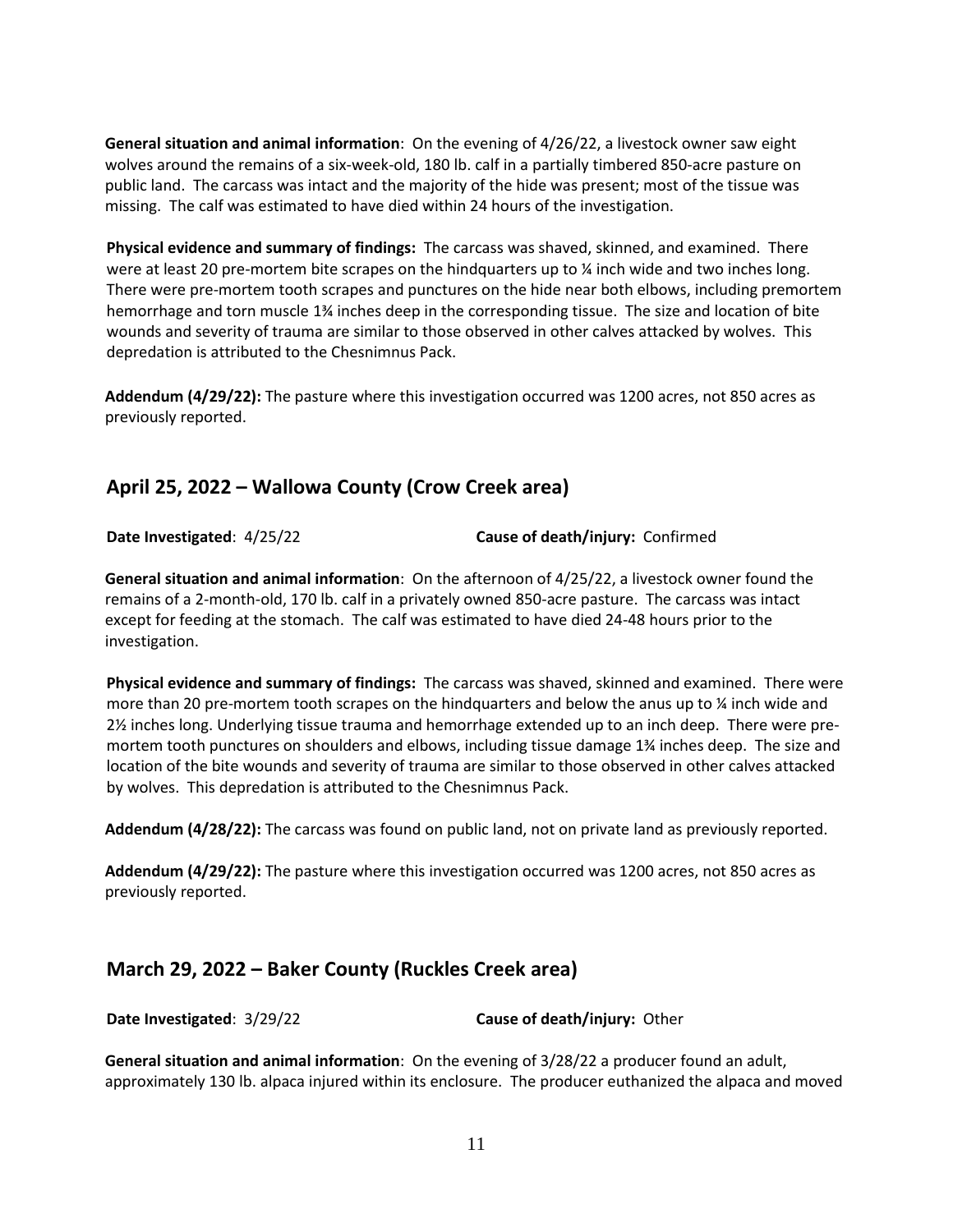**General situation and animal information**: On the evening of 4/26/22, a livestock owner saw eight wolves around the remains of a six-week-old, 180 lb. calf in a partially timbered 850-acre pasture on public land. The carcass was intact and the majority of the hide was present; most of the tissue was missing. The calf was estimated to have died within 24 hours of the investigation.

**Physical evidence and summary of findings:** The carcass was shaved, skinned, and examined. There were at least 20 pre-mortem bite scrapes on the hindquarters up to ¼ inch wide and two inches long. There were pre-mortem tooth scrapes and punctures on the hide near both elbows, including premortem hemorrhage and torn muscle 1¾ inches deep in the corresponding tissue. The size and location of bite wounds and severity of trauma are similar to those observed in other calves attacked by wolves. This depredation is attributed to the Chesnimnus Pack.

**Addendum (4/29/22):** The pasture where this investigation occurred was 1200 acres, not 850 acres as previously reported.

## April 25, 2022 – Wallowa County (Crow Creek area)

**Date Investigated**: 4/25/22 **Cause of death/injury:** Confirmed

**General situation and animal information**: On the afternoon of 4/25/22, a livestock owner found the remains of a 2-month-old, 170 lb. calf in a privately owned 850-acre pasture. The carcass was intact except for feeding at the stomach. The calf was estimated to have died 24-48 hours prior to the investigation.

**Physical evidence and summary of findings:** The carcass was shaved, skinned and examined. There were more than 20 pre-mortem tooth scrapes on the hindquarters and below the anus up to ¼ inch wide and 2½ inches long. Underlying tissue trauma and hemorrhage extended up to an inch deep. There were pre-mortem tooth punctures on shoulders and elbows, including tissue damage 1¾ inches deep. The size and location of the bite wounds and severity of trauma are similar to those observed in other calves attacked by wolves. This depredation is attributed to the Chesnimnus Pack.

**Addendum (4/28/22):** The carcass was found on public land, not on private land as previously reported.

**Addendum (4/29/22):** The pasture where this investigation occurred was 1200 acres, not 850 acres as previously reported.

## March 29, 2022 – Baker County (Ruckles Creek area)

**Date Investigated**: 3/29/22 **Cause of death/injury:** Other

**General situation and animal information**: On the evening of 3/28/22 a producer found an adult, approximately 130 lb. alpaca injured within its enclosure. The producer euthanized the alpaca and moved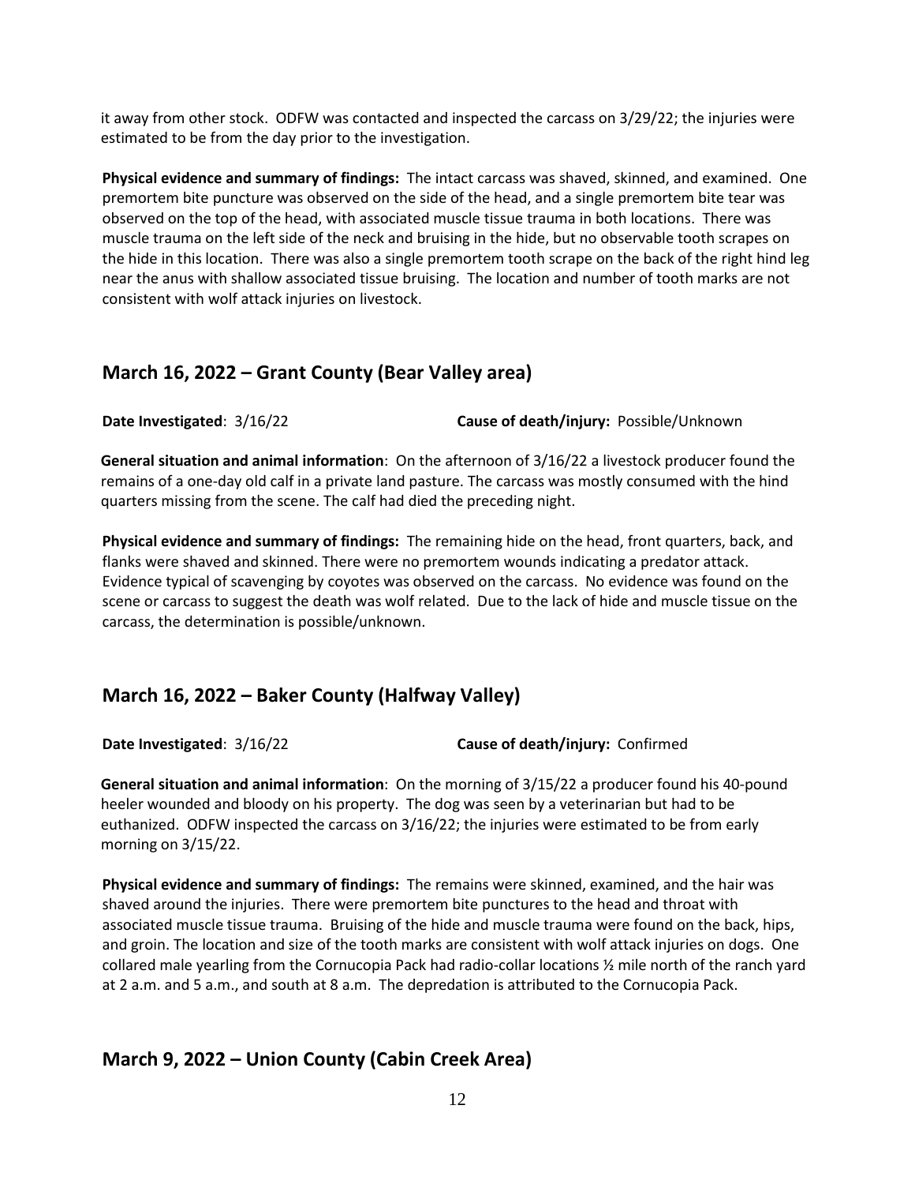it away from other stock. ODFW was contacted and inspected the carcass on 3/29/22; the injuries were estimated to be from the day prior to the investigation.

**Physical evidence and summary of findings:** The intact carcass was shaved, skinned, and examined. One premortem bite puncture was observed on the side of the head, and a single premortem bite tear was observed on the top of the head, with associated muscle tissue trauma in both locations. There was muscle trauma on the left side of the neck and bruising in the hide, but no observable tooth scrapes on the hide in this location. There was also a single premortem tooth scrape on the back of the right hind leg near the anus with shallow associated tissue bruising. The location and number of tooth marks are not consistent with wolf attack injuries on livestock.

## March 16, 2022 – Grant County (Bear Valley area)

**Date Investigated**: 3/16/22 **Cause of death/injury:** Possible/Unknown

**General situation and animal information**: On the afternoon of 3/16/22 a livestock producer found the remains of a one-day old calf in a private land pasture. The carcass was mostly consumed with the hind quarters missing from the scene. The calf had died the preceding night.

**Physical evidence and summary of findings:** The remaining hide on the head, front quarters, back, and flanks were shaved and skinned. There were no premortem wounds indicating a predator attack. Evidence typical of scavenging by coyotes was observed on the carcass. No evidence was found on the scene or carcass to suggest the death was wolf related. Due to the lack of hide and muscle tissue on the carcass, the determination is possible/unknown.

## March 16, 2022 – Baker County (Halfway Valley)

**Date Investigated**: 3/16/22 **Cause of death/injury:** Confirmed

**General situation and animal information**: On the morning of 3/15/22 a producer found his 40-pound heeler wounded and bloody on his property. The dog was seen by a veterinarian but had to be euthanized. ODFW inspected the carcass on 3/16/22; the injuries were estimated to be from early morning on 3/15/22.

**Physical evidence and summary of findings:** The remains were skinned, examined, and the hair was shaved around the injuries. There were premortem bite punctures to the head and throat with associated muscle tissue trauma. Bruising of the hide and muscle trauma were found on the back, hips, and groin. The location and size of the tooth marks are consistent with wolf attack injuries on dogs. One collared male yearling from the Cornucopia Pack had radio-collar locations ½ mile north of the ranch yard at 2 a.m. and 5 a.m., and south at 8 a.m. The depredation is attributed to the Cornucopia Pack.

## March 9, 2022 – Union County (Cabin Creek Area)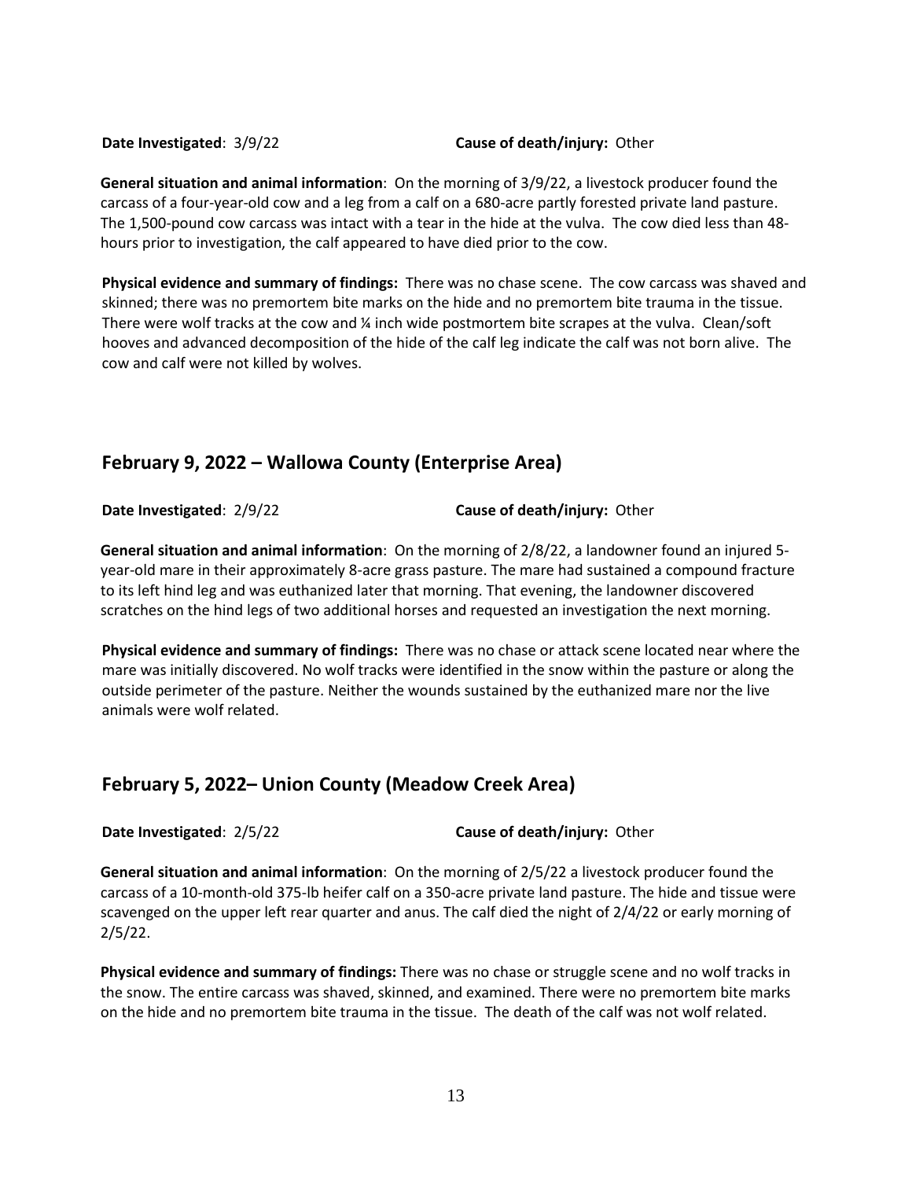**Date Investigated**: 3/9/22 **Cause of death/injury:** Other

**General situation and animal information**: On the morning of 3/9/22, a livestock producer found the carcass of a four-year-old cow and a leg from a calf on a 680-acre partly forested private land pasture. The 1,500-pound cow carcass was intact with a tear in the hide at the vulva. The cow died less than 48-hours prior to investigation, the calf appeared to have died prior to the cow.

**Physical evidence and summary of findings:** There was no chase scene. The cow carcass was shaved and skinned; there was no premortem bite marks on the hide and no premortem bite trauma in the tissue. There were wolf tracks at the cow and ¼ inch wide postmortem bite scrapes at the vulva. Clean/soft hooves and advanced decomposition of the hide of the calf leg indicate the calf was not born alive. The cow and calf were not killed by wolves.

## February 9, 2022 – Wallowa County (Enterprise Area)

**Date Investigated**: 2/9/22 **Cause of death/injury:** Other

**General situation and animal information**: On the morning of 2/8/22, a landowner found an injured 5-year-old mare in their approximately 8-acre grass pasture. The mare had sustained a compound fracture to its left hind leg and was euthanized later that morning. That evening, the landowner discovered scratches on the hind legs of two additional horses and requested an investigation the next morning.

**Physical evidence and summary of findings:** There was no chase or attack scene located near where the mare was initially discovered. No wolf tracks were identified in the snow within the pasture or along the outside perimeter of the pasture. Neither the wounds sustained by the euthanized mare nor the live animals were wolf related.

## February 5, 2022– Union County (Meadow Creek Area)

**Date Investigated**: 2/5/22 **Cause of death/injury:** Other

**General situation and animal information**: On the morning of 2/5/22 a livestock producer found the carcass of a 10-month-old 375-lb heifer calf on a 350-acre private land pasture. The hide and tissue were scavenged on the upper left rear quarter and anus. The calf died the night of 2/4/22 or early morning of 2/5/22.

**Physical evidence and summary of findings:** There was no chase or struggle scene and no wolf tracks in the snow. The entire carcass was shaved, skinned, and examined. There were no premortem bite marks on the hide and no premortem bite trauma in the tissue. The death of the calf was not wolf related.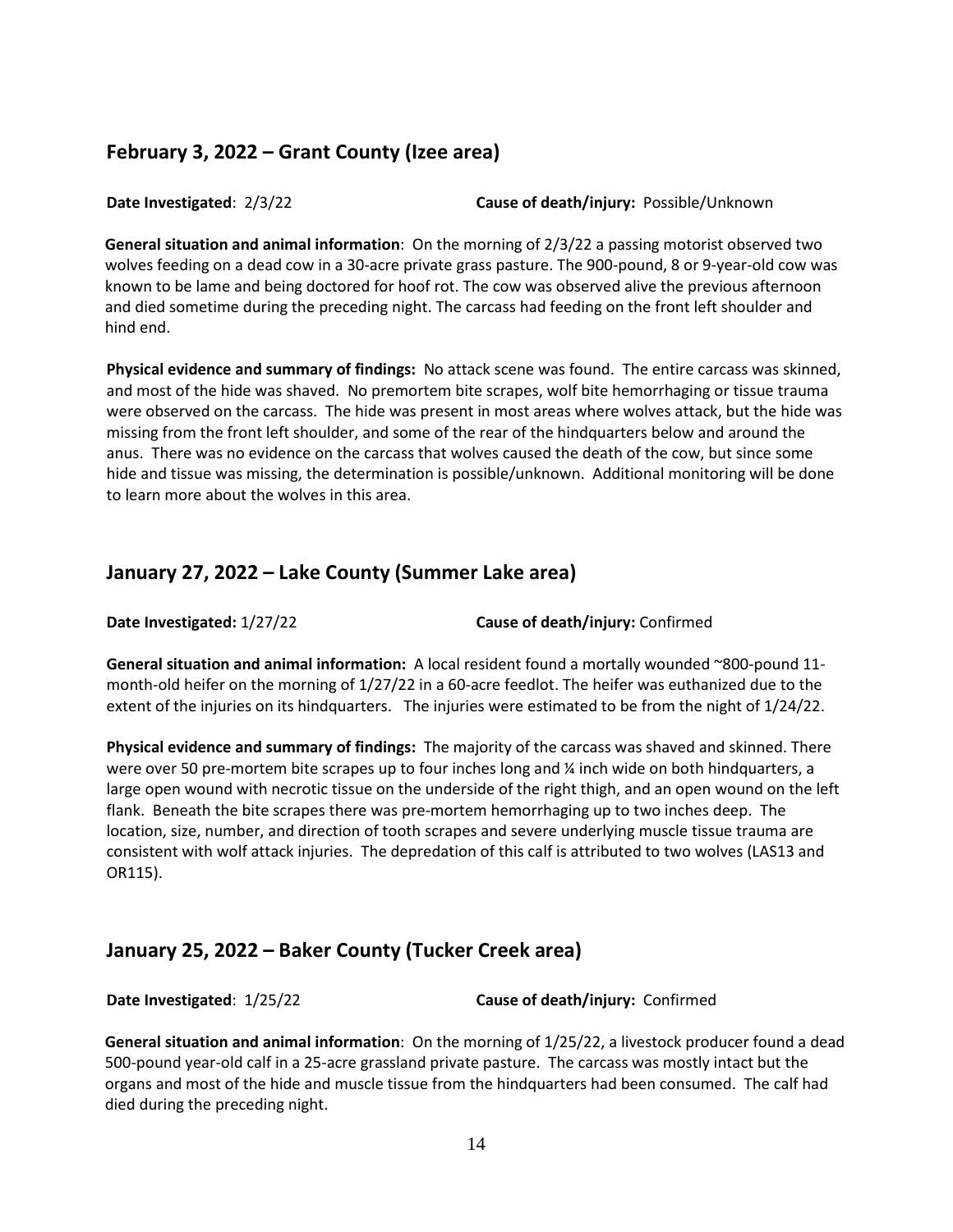## February 3, 2022 – Grant County (Izee area)

**Date Investigated**: 2/3/22 **Cause of death/injury:** Possible/Unknown

**General situation and animal information**: On the morning of 2/3/22 a passing motorist observed two wolves feeding on a dead cow in a 30-acre private grass pasture. The 900-pound, 8 or 9-year-old cow was known to be lame and being doctored for hoof rot. The cow was observed alive the previous afternoon and died sometime during the preceding night. The carcass had feeding on the front left shoulder and hind end.

**Physical evidence and summary of findings:** No attack scene was found. The entire carcass was skinned, and most of the hide was shaved. No premortem bite scrapes, wolf bite hemorrhaging or tissue trauma were observed on the carcass. The hide was present in most areas where wolves attack, but the hide was missing from the front left shoulder, and some of the rear of the hindquarters below and around the anus. There was no evidence on the carcass that wolves caused the death of the cow, but since some hide and tissue was missing, the determination is possible/unknown. Additional monitoring will be done to learn more about the wolves in this area.

## January 27, 2022 – Lake County (Summer Lake area)

**Date Investigated:** 1/27/22 **Cause of death/injury:** Confirmed

**General situation and animal information:** A local resident found a mortally wounded ~800-pound 11-month-old heifer on the morning of 1/27/22 in a 60-acre feedlot. The heifer was euthanized due to the extent of the injuries on its hindquarters. The injuries were estimated to be from the night of 1/24/22.

**Physical evidence and summary of findings:** The majority of the carcass was shaved and skinned. There were over 50 pre-mortem bite scrapes up to four inches long and ¼ inch wide on both hindquarters, a large open wound with necrotic tissue on the underside of the right thigh, and an open wound on the left flank. Beneath the bite scrapes there was pre-mortem hemorrhaging up to two inches deep. The location, size, number, and direction of tooth scrapes and severe underlying muscle tissue trauma are consistent with wolf attack injuries. The depredation of this calf is attributed to two wolves (LAS13 and OR115).

## January 25, 2022 – Baker County (Tucker Creek area)

**Date Investigated**: 1/25/22 **Cause of death/injury:** Confirmed

**General situation and animal information**: On the morning of 1/25/22, a livestock producer found a dead 500-pound year-old calf in a 25-acre grassland private pasture. The carcass was mostly intact but the organs and most of the hide and muscle tissue from the hindquarters had been consumed. The calf had died during the preceding night.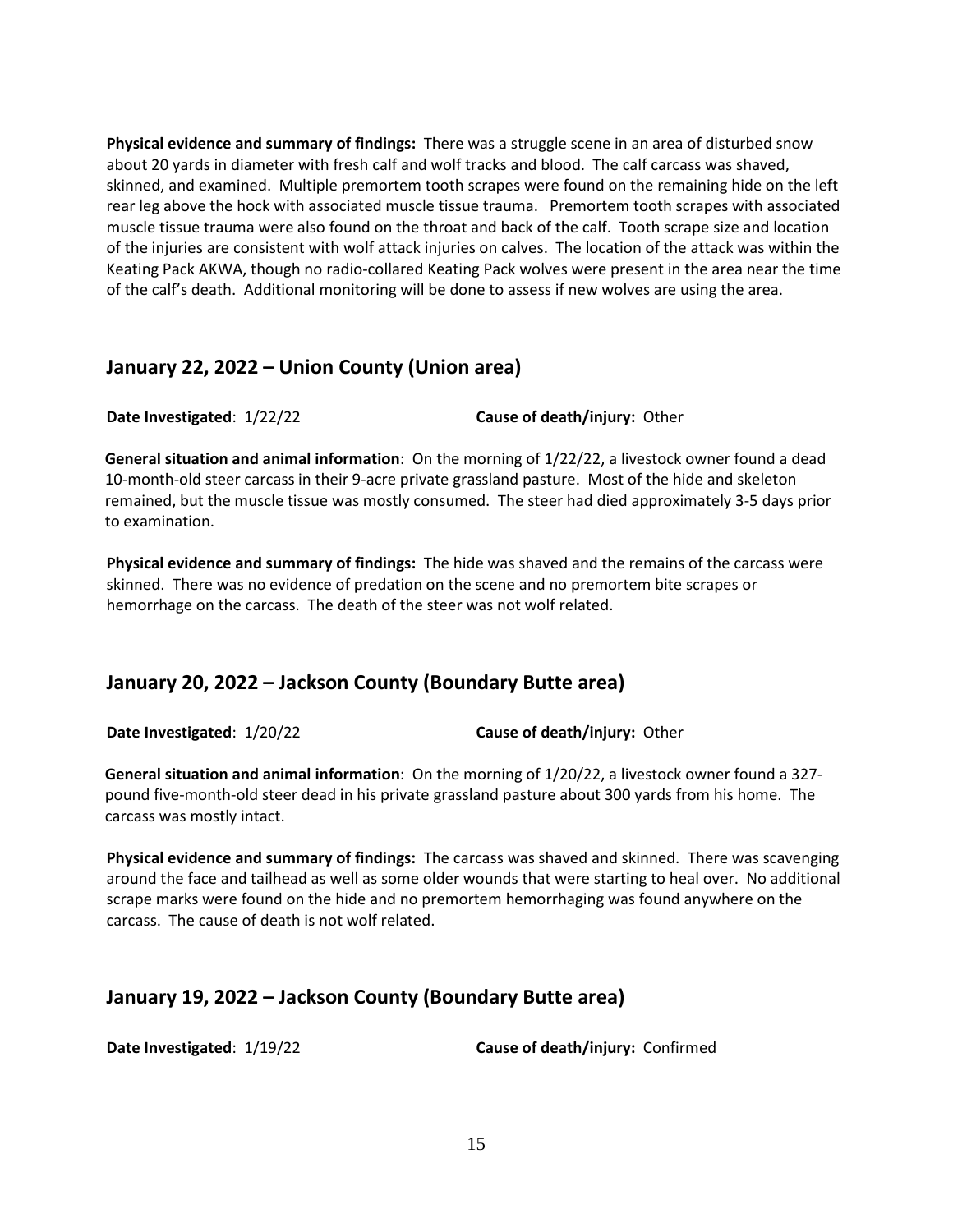**Physical evidence and summary of findings:** There was a struggle scene in an area of disturbed snow about 20 yards in diameter with fresh calf and wolf tracks and blood. The calf carcass was shaved, skinned, and examined. Multiple premortem tooth scrapes were found on the remaining hide on the left rear leg above the hock with associated muscle tissue trauma. Premortem tooth scrapes with associated muscle tissue trauma were also found on the throat and back of the calf. Tooth scrape size and location of the injuries are consistent with wolf attack injuries on calves. The location of the attack was within the Keating Pack AKWA, though no radio-collared Keating Pack wolves were present in the area near the time of the calf's death. Additional monitoring will be done to assess if new wolves are using the area.

## January 22, 2022 – Union County (Union area)

**Date Investigated**: 1/22/22 **Cause of death/injury:** Other

**General situation and animal information**: On the morning of 1/22/22, a livestock owner found a dead 10-month-old steer carcass in their 9-acre private grassland pasture. Most of the hide and skeleton remained, but the muscle tissue was mostly consumed. The steer had died approximately 3-5 days prior to examination.

**Physical evidence and summary of findings:** The hide was shaved and the remains of the carcass were skinned. There was no evidence of predation on the scene and no premortem bite scrapes or hemorrhage on the carcass. The death of the steer was not wolf related.

## January 20, 2022 – Jackson County (Boundary Butte area)

**Date Investigated**: 1/20/22 **Cause of death/injury:** Other

**General situation and animal information**: On the morning of 1/20/22, a livestock owner found a 327-pound five-month-old steer dead in his private grassland pasture about 300 yards from his home. The carcass was mostly intact.

**Physical evidence and summary of findings:** The carcass was shaved and skinned. There was scavenging around the face and tailhead as well as some older wounds that were starting to heal over. No additional scrape marks were found on the hide and no premortem hemorrhaging was found anywhere on the carcass. The cause of death is not wolf related.

## January 19, 2022 – Jackson County (Boundary Butte area)

**Date Investigated**: 1/19/22 **Cause of death/injury:** Confirmed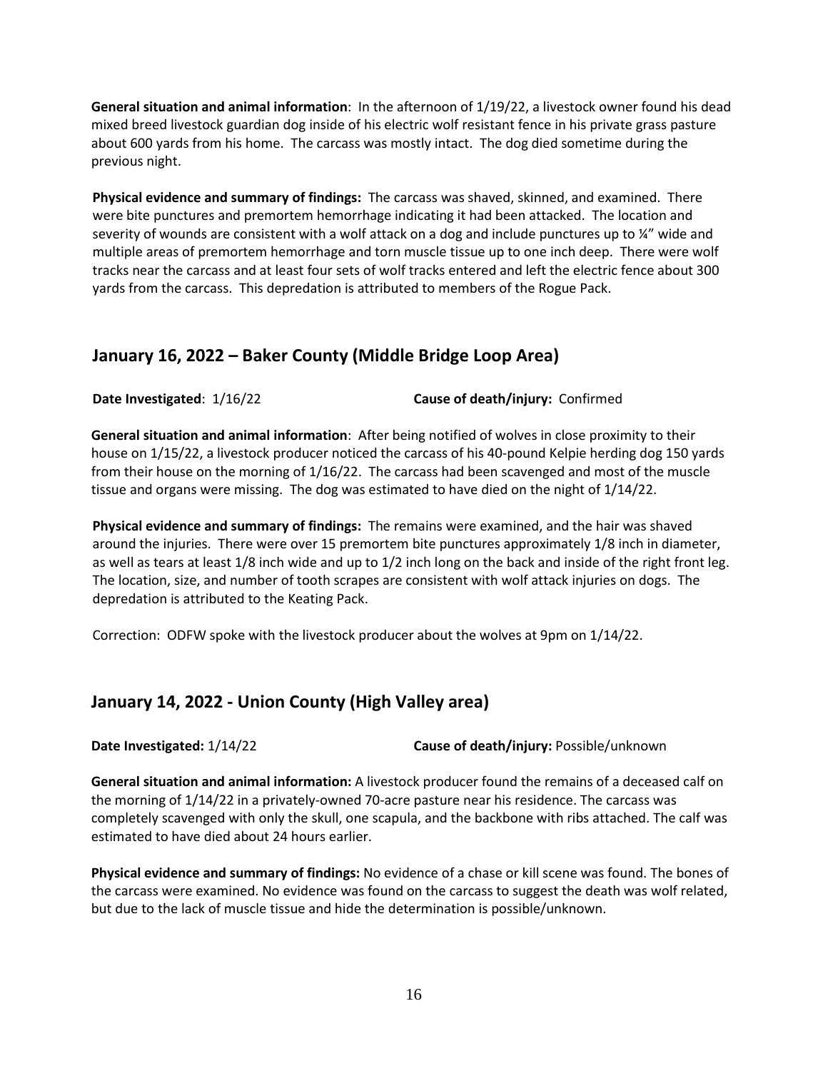**General situation and animal information**: In the afternoon of 1/19/22, a livestock owner found his dead mixed breed livestock guardian dog inside of his electric wolf resistant fence in his private grass pasture about 600 yards from his home. The carcass was mostly intact. The dog died sometime during the previous night.

**Physical evidence and summary of findings:** The carcass was shaved, skinned, and examined. There were bite punctures and premortem hemorrhage indicating it had been attacked. The location and severity of wounds are consistent with a wolf attack on a dog and include punctures up to ¼" wide and multiple areas of premortem hemorrhage and torn muscle tissue up to one inch deep. There were wolf tracks near the carcass and at least four sets of wolf tracks entered and left the electric fence about 300 yards from the carcass. This depredation is attributed to members of the Rogue Pack.

## January 16, 2022 – Baker County (Middle Bridge Loop Area)

**Date Investigated**: 1/16/22 **Cause of death/injury:** Confirmed

**General situation and animal information**: After being notified of wolves in close proximity to their house on 1/15/22, a livestock producer noticed the carcass of his 40-pound Kelpie herding dog 150 yards from their house on the morning of 1/16/22. The carcass had been scavenged and most of the muscle tissue and organs were missing. The dog was estimated to have died on the night of 1/14/22.

**Physical evidence and summary of findings:** The remains were examined, and the hair was shaved around the injuries. There were over 15 premortem bite punctures approximately 1/8 inch in diameter, as well as tears at least 1/8 inch wide and up to 1/2 inch long on the back and inside of the right front leg. The location, size, and number of tooth scrapes are consistent with wolf attack injuries on dogs. The depredation is attributed to the Keating Pack.

Correction: ODFW spoke with the livestock producer about the wolves at 9pm on 1/14/22.

## January 14, 2022 - Union County (High Valley area)

**Date Investigated:** 1/14/22 **Cause of death/injury:** Possible/unknown

**General situation and animal information:** A livestock producer found the remains of a deceased calf on the morning of 1/14/22 in a privately-owned 70-acre pasture near his residence. The carcass was completely scavenged with only the skull, one scapula, and the backbone with ribs attached. The calf was estimated to have died about 24 hours earlier.

**Physical evidence and summary of findings:** No evidence of a chase or kill scene was found. The bones of the carcass were examined. No evidence was found on the carcass to suggest the death was wolf related, but due to the lack of muscle tissue and hide the determination is possible/unknown.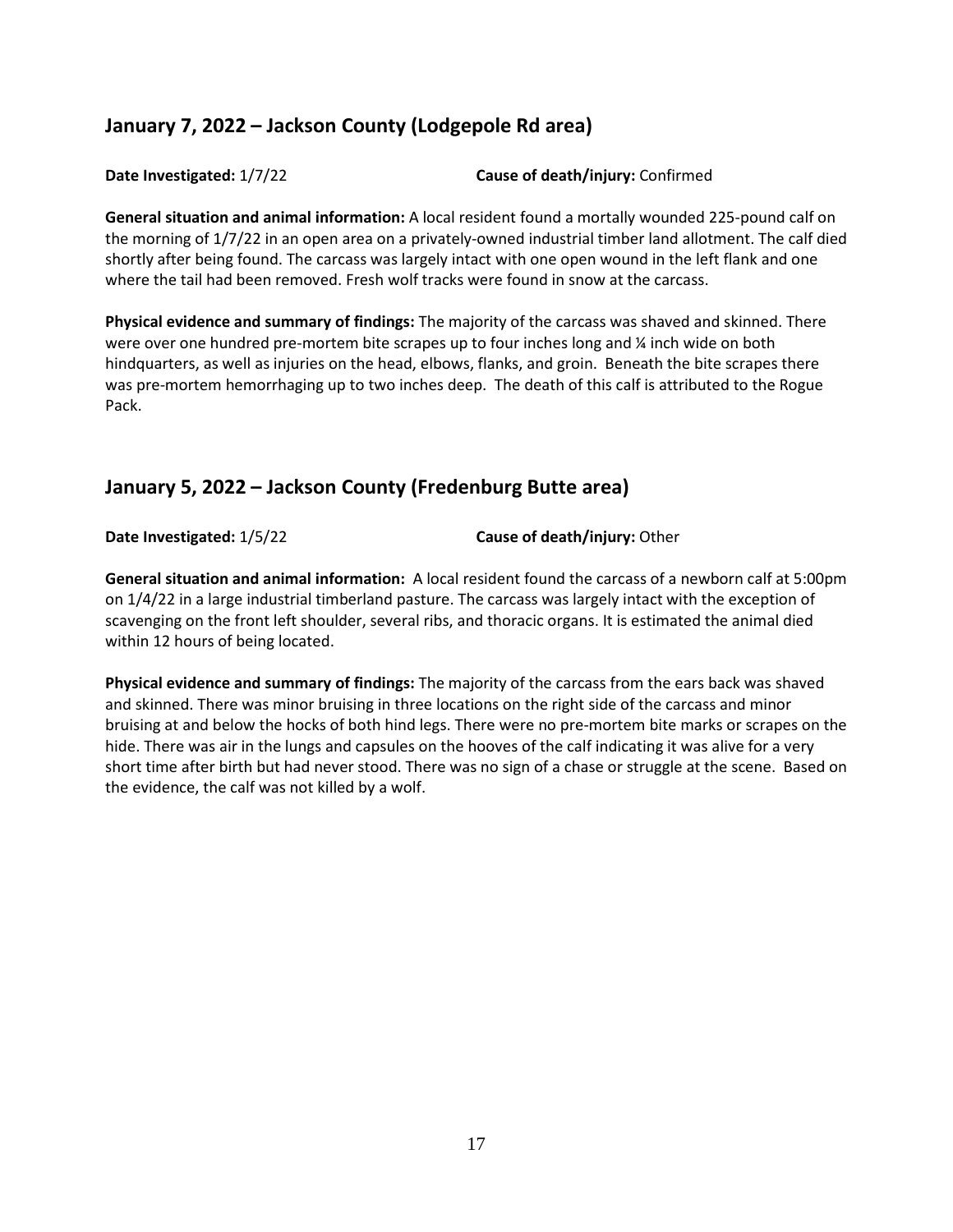## January 7, 2022 – Jackson County (Lodgepole Rd area)

**Date Investigated:** 1/7/22 **Cause of death/injury:** Confirmed

**General situation and animal information:** A local resident found a mortally wounded 225-pound calf on the morning of 1/7/22 in an open area on a privately-owned industrial timber land allotment. The calf died shortly after being found. The carcass was largely intact with one open wound in the left flank and one where the tail had been removed. Fresh wolf tracks were found in snow at the carcass.

**Physical evidence and summary of findings:** The majority of the carcass was shaved and skinned. There were over one hundred pre-mortem bite scrapes up to four inches long and ¼ inch wide on both hindquarters, as well as injuries on the head, elbows, flanks, and groin. Beneath the bite scrapes there was pre-mortem hemorrhaging up to two inches deep. The death of this calf is attributed to the Rogue Pack.

## January 5, 2022 – Jackson County (Fredenburg Butte area)

**Date Investigated:** 1/5/22 **Cause of death/injury:** Other

**General situation and animal information:** A local resident found the carcass of a newborn calf at 5:00pm on 1/4/22 in a large industrial timberland pasture. The carcass was largely intact with the exception of scavenging on the front left shoulder, several ribs, and thoracic organs. It is estimated the animal died within 12 hours of being located.

**Physical evidence and summary of findings:** The majority of the carcass from the ears back was shaved and skinned. There was minor bruising in three locations on the right side of the carcass and minor bruising at and below the hocks of both hind legs. There were no pre-mortem bite marks or scrapes on the hide. There was air in the lungs and capsules on the hooves of the calf indicating it was alive for a very short time after birth but had never stood. There was no sign of a chase or struggle at the scene. Based on the evidence, the calf was not killed by a wolf.